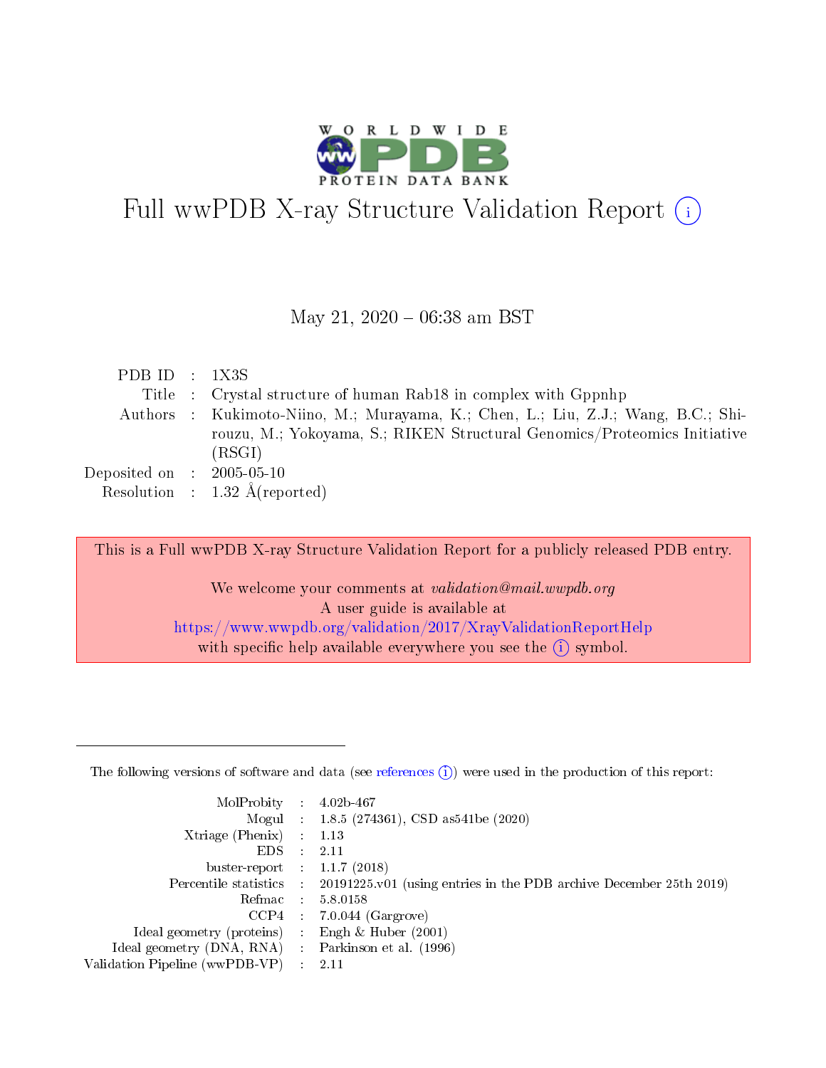# Full wwPDB X-ray Structure Validation Report (i)

May 21, 2020 – 06:38 am BST

| | | |
|---|---|---|
| PDB ID | : | 1X3S |
| Title | : | Crystal structure of human Rab18 in complex with Gppnhp |
| Authors | : | Kukimoto-Niino, M.; Murayama, K.; Chen, L.; Liu, Z.J.; Wang, B.C.; Shirouzu, M.; Yokoyama, S.; RIKEN Structural Genomics/Proteomics Initiative (RSGI) |
| Deposited on | : | 2005-05-10 |
| Resolution | : | 1.32 Å(reported) |

This is a Full wwPDB X-ray Structure Validation Report for a publicly released PDB entry.

We welcome your comments at *validation@mail.wwpdb.org*
A user guide is available at
https://www.wwpdb.org/validation/2017/XrayValidationReportHelp
with specific help available everywhere you see the (i) symbol.

---

The following versions of software and data (see references (i)) were used in the production of this report:

| | | |
|---|---|---|
| MolProbity | : | 4.02b-467 |
| Mogul | : | 1.8.5 (274361), CSD as541be (2020) |
| Xtriage (Phenix) | : | 1.13 |
| EDS | : | 2.11 |
| buster-report | : | 1.1.7 (2018) |
| Percentile statistics | : | 20191225.v01 (using entries in the PDB archive December 25th 2019) |
| Refmac | : | 5.8.0158 |
| CCP4 | : | 7.0.044 (Gargrove) |
| Ideal geometry (proteins) | : | Engh & Huber (2001) |
| Ideal geometry (DNA, RNA) | : | Parkinson et al. (1996) |
| Validation Pipeline (wwPDB-VP) | : | 2.11 |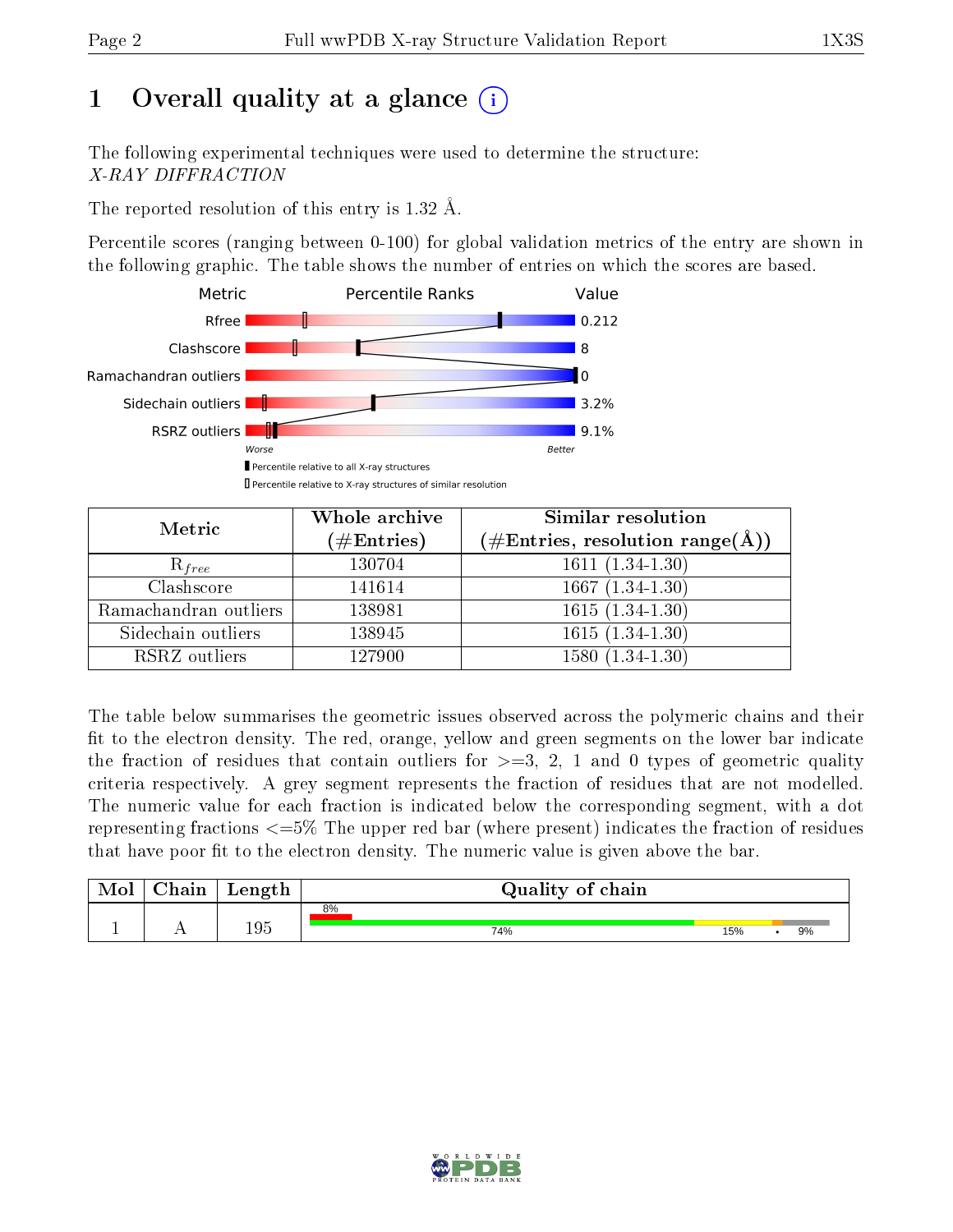# 1 Overall quality at a glance

The following experimental techniques were used to determine the structure: *X-RAY DIFFRACTION*

The reported resolution of this entry is 1.32 Å.

Percentile scores (ranging between 0-100) for global validation metrics of the entry are shown in the following graphic. The table shows the number of entries on which the scores are based.

| Metric | Value |
|---|---|
| Rfree | 0.212 |
| Clashscore | 8 |
| Ramachandran outliers | 0 |
| Sidechain outliers | 3.2% |
| RSRZ outliers | 9.1% |

Worse — Better

Percentile relative to all X-ray structures

Percentile relative to X-ray structures of similar resolution

| Metric | Whole archive (#Entries) | Similar resolution (#Entries, resolution range(Å)) |
|---|---|---|
| $R_{free}$ | 130704 | 1611 (1.34-1.30) |
| Clashscore | 141614 | 1667 (1.34-1.30) |
| Ramachandran outliers | 138981 | 1615 (1.34-1.30) |
| Sidechain outliers | 138945 | 1615 (1.34-1.30) |
| RSRZ outliers | 127900 | 1580 (1.34-1.30) |

The table below summarises the geometric issues observed across the polymeric chains and their fit to the electron density. The red, orange, yellow and green segments on the lower bar indicate the fraction of residues that contain outliers for >=3, 2, 1 and 0 types of geometric quality criteria respectively. A grey segment represents the fraction of residues that are not modelled. The numeric value for each fraction is indicated below the corresponding segment, with a dot representing fractions <=5% The upper red bar (where present) indicates the fraction of residues that have poor fit to the electron density. The numeric value is given above the bar.

| Mol | Chain | Length | Quality of chain |
|---|---|---|---|
| 1 | A | 195 | 8% / 74%, 15%, •, 9% |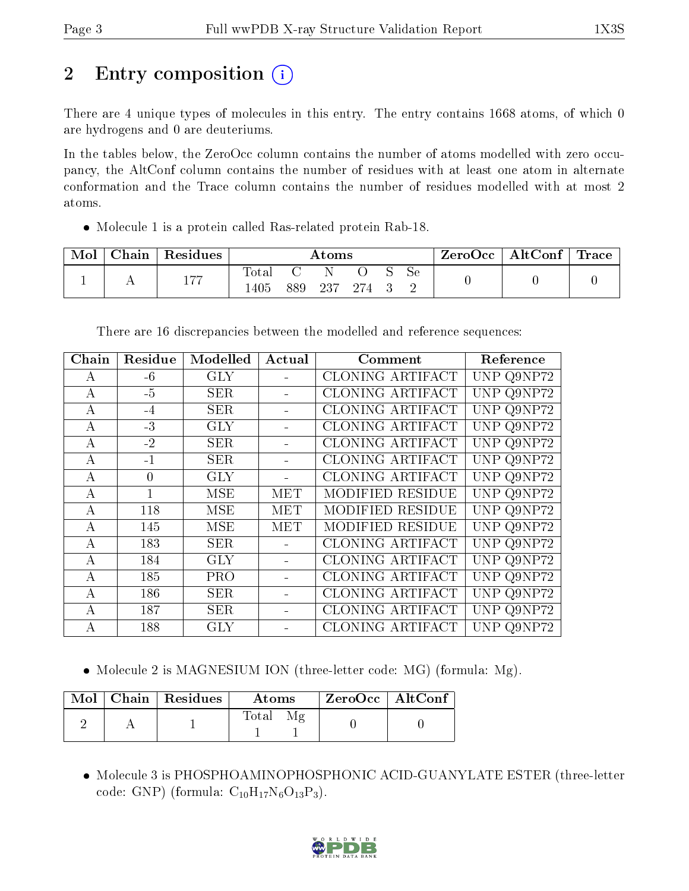# 2 Entry composition (i)

There are 4 unique types of molecules in this entry. The entry contains 1668 atoms, of which 0 are hydrogens and 0 are deuteriums.

In the tables below, the ZeroOcc column contains the number of atoms modelled with zero occupancy, the AltConf column contains the number of residues with at least one atom in alternate conformation and the Trace column contains the number of residues modelled with at most 2 atoms.

- Molecule 1 is a protein called Ras-related protein Rab-18.

| Mol | Chain | Residues | Atoms | | | | | | ZeroOcc | AltConf | Trace |
|---|---|---|---|---|---|---|---|---|---|---|---|
| 1 | A | 177 | Total 1405 | C 889 | N 237 | O 274 | S 3 | Se 2 | 0 | 0 | 0 |

There are 16 discrepancies between the modelled and reference sequences:

| Chain | Residue | Modelled | Actual | Comment | Reference |
|---|---|---|---|---|---|
| A | -6 | GLY | - | CLONING ARTIFACT | UNP Q9NP72 |
| A | -5 | SER | - | CLONING ARTIFACT | UNP Q9NP72 |
| A | -4 | SER | - | CLONING ARTIFACT | UNP Q9NP72 |
| A | -3 | GLY | - | CLONING ARTIFACT | UNP Q9NP72 |
| A | -2 | SER | - | CLONING ARTIFACT | UNP Q9NP72 |
| A | -1 | SER | - | CLONING ARTIFACT | UNP Q9NP72 |
| A | 0 | GLY | - | CLONING ARTIFACT | UNP Q9NP72 |
| A | 1 | MSE | MET | MODIFIED RESIDUE | UNP Q9NP72 |
| A | 118 | MSE | MET | MODIFIED RESIDUE | UNP Q9NP72 |
| A | 145 | MSE | MET | MODIFIED RESIDUE | UNP Q9NP72 |
| A | 183 | SER | - | CLONING ARTIFACT | UNP Q9NP72 |
| A | 184 | GLY | - | CLONING ARTIFACT | UNP Q9NP72 |
| A | 185 | PRO | - | CLONING ARTIFACT | UNP Q9NP72 |
| A | 186 | SER | - | CLONING ARTIFACT | UNP Q9NP72 |
| A | 187 | SER | - | CLONING ARTIFACT | UNP Q9NP72 |
| A | 188 | GLY | - | CLONING ARTIFACT | UNP Q9NP72 |

- Molecule 2 is MAGNESIUM ION (three-letter code: MG) (formula: Mg).

| Mol | Chain | Residues | Atoms | | ZeroOcc | AltConf |
|---|---|---|---|---|---|---|
| 2 | A | 1 | Total 1 | Mg 1 | 0 | 0 |

- Molecule 3 is PHOSPHOAMINOPHOSPHONIC ACID-GUANYLATE ESTER (three-letter code: GNP) (formula: $C_{10}H_{17}N_6O_{13}P_3$).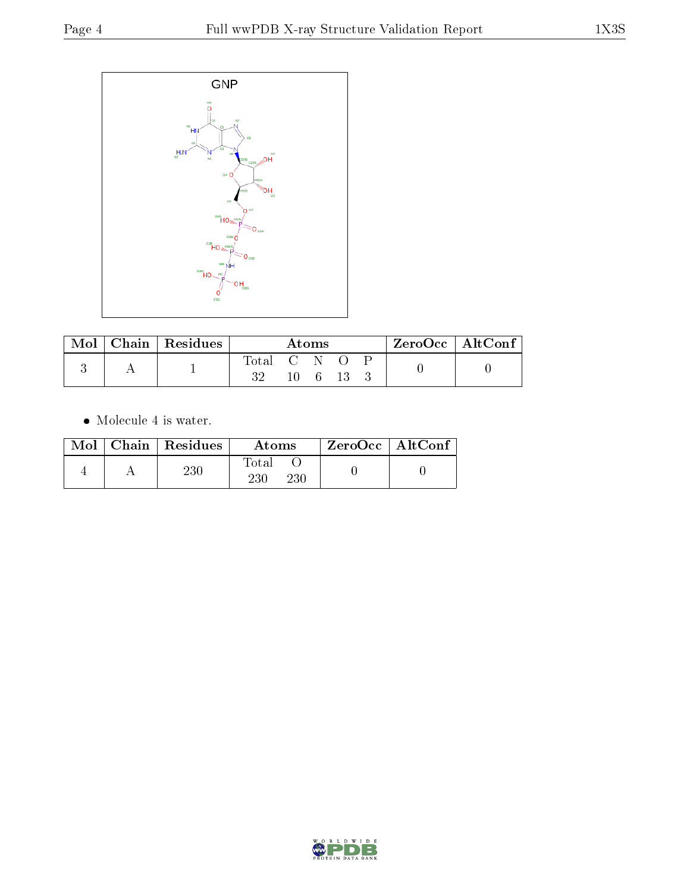GNP

| Mol | Chain | Residues | Atoms | | | | | ZeroOcc | AltConf |
|---|---|---|---|---|---|---|---|---|---|
| | | | Total | C | N | O | P | | |
| 3 | A | 1 | 32 | 10 | 6 | 13 | 3 | 0 | 0 |

- Molecule 4 is water.

| Mol | Chain | Residues | Atoms | | ZeroOcc | AltConf |
|---|---|---|---|---|---|---|
| | | | Total | O | | |
| 4 | A | 230 | 230 | 230 | 0 | 0 |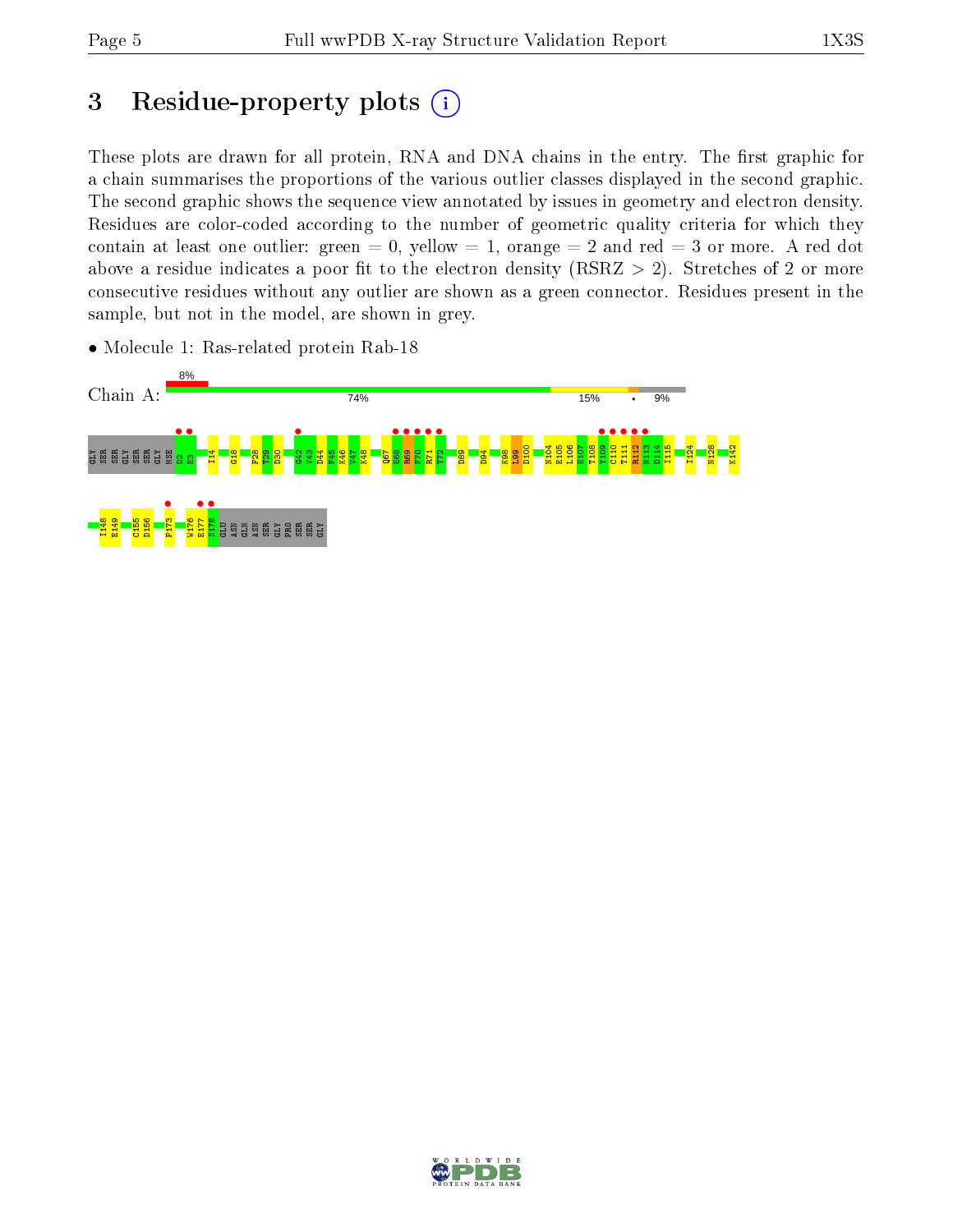# 3 Residue-property plots

These plots are drawn for all protein, RNA and DNA chains in the entry. The first graphic for a chain summarises the proportions of the various outlier classes displayed in the second graphic. The second graphic shows the sequence view annotated by issues in geometry and electron density. Residues are color-coded according to the number of geometric quality criteria for which they contain at least one outlier: green = 0, yellow = 1, orange = 2 and red = 3 or more. A red dot above a residue indicates a poor fit to the electron density (RSRZ > 2). Stretches of 2 or more consecutive residues without any outlier are shown as a green connector. Residues present in the sample, but not in the model, are shown in grey.

- Molecule 1: Ras-related protein Rab-18

Chain A: 8% | 74% | 15% | • | 9%

GLY SER SER GLY SER SER GLY MSE D2 E3 I14 G18 F28 T29 D30 Q42 V43 D44 F45 K46 V47 K48 Q67 E68 R69 F70 R71 T72 D89 D94 K98 L99 D100 N104 E105 L106 E107 T108 Y109 C110 T111 R112 N113 D114 I115 I124 N128 K142 I148 E149 C155 D156 P173 W176 E177 S178 GLU ASN GLN ASN SER GLY PRO SER SER GLY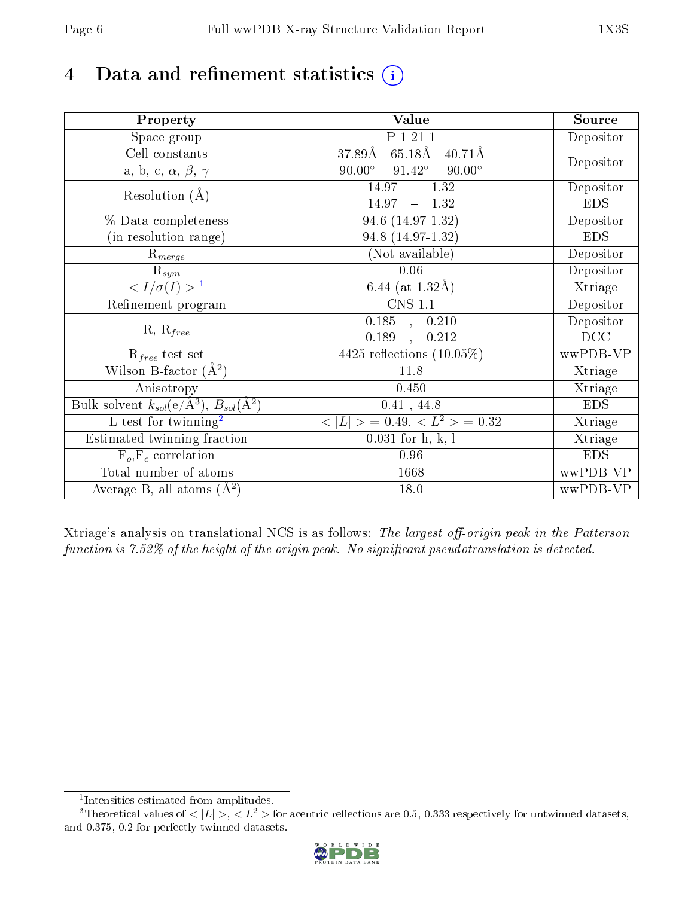# 4 Data and refinement statistics

| Property | Value | Source |
|---|---|---|
| Space group | P 1 21 1 | Depositor |
| Cell constants<br>a, b, c, $\alpha$, $\beta$, $\gamma$ | 37.89Å 65.18Å 40.71Å<br>90.00° 91.42° 90.00° | Depositor |
| Resolution (Å) | 14.97 – 1.32<br>14.97 – 1.32 | Depositor<br>EDS |
| % Data completeness<br>(in resolution range) | 94.6 (14.97-1.32)<br>94.8 (14.97-1.32) | Depositor<br>EDS |
| $R_{merge}$ | (Not available) | Depositor |
| $R_{sym}$ | 0.06 | Depositor |
| $< I/\sigma(I) >$ [1] | 6.44 (at 1.32Å) | Xtriage |
| Refinement program | CNS 1.1 | Depositor |
| R, $R_{free}$ | 0.185 , 0.210<br>0.189 , 0.212 | Depositor<br>DCC |
| $R_{free}$ test set | 4425 reflections (10.05%) | wwPDB-VP |
| Wilson B-factor (Å$^2$) | 11.8 | Xtriage |
| Anisotropy | 0.450 | Xtriage |
| Bulk solvent $k_{sol}$(e/Å$^3$), $B_{sol}$(Å$^2$) | 0.41 , 44.8 | EDS |
| L-test for twinning[2] | $< \|L\| >$ = 0.49, $< L^2 >$ = 0.32 | Xtriage |
| Estimated twinning fraction | 0.031 for h,-k,-l | Xtriage |
| $F_o$,$F_c$ correlation | 0.96 | EDS |
| Total number of atoms | 1668 | wwPDB-VP |
| Average B, all atoms (Å$^2$) | 18.0 | wwPDB-VP |

Xtriage's analysis on translational NCS is as follows: *The largest off-origin peak in the Patterson function is 7.52% of the height of the origin peak. No significant pseudotranslation is detected.*

[1] Intensities estimated from amplitudes.

[2] Theoretical values of $< |L| >$, $< L^2 >$ for acentric reflections are 0.5, 0.333 respectively for untwinned datasets, and 0.375, 0.2 for perfectly twinned datasets.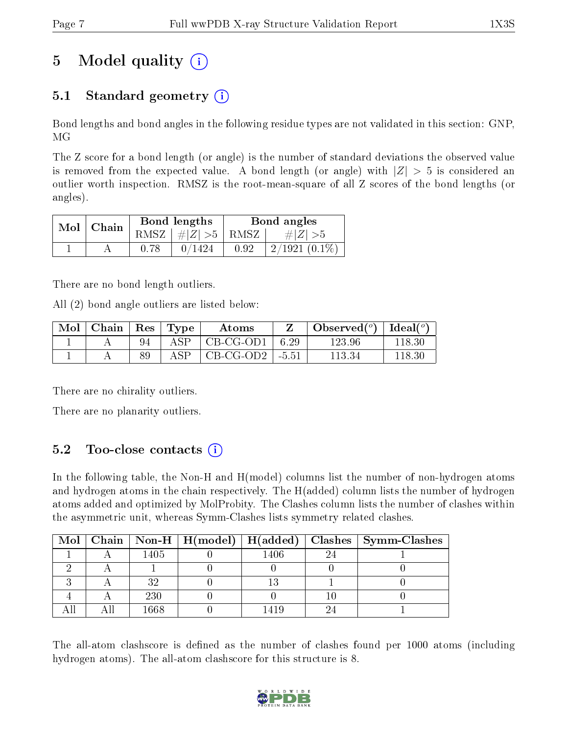# 5 Model quality (i)

## 5.1 Standard geometry (i)

Bond lengths and bond angles in the following residue types are not validated in this section: GNP, MG

The Z score for a bond length (or angle) is the number of standard deviations the observed value is removed from the expected value. A bond length (or angle) with $|Z| > 5$ is considered an outlier worth inspection. RMSZ is the root-mean-square of all Z scores of the bond lengths (or angles).

| Mol | Chain | Bond lengths | | Bond angles | |
|---|---|---|---|---|---|
| | | RMSZ | $\#\|Z\| > 5$ | RMSZ | $\#\|Z\| > 5$ |
| 1 | A | 0.78 | 0/1424 | 0.92 | 2/1921 (0.1%) |

There are no bond length outliers.

All (2) bond angle outliers are listed below:

| Mol | Chain | Res | Type | Atoms | Z | Observed(°) | Ideal(°) |
|---|---|---|---|---|---|---|---|
| 1 | A | 94 | ASP | CB-CG-OD1 | 6.29 | 123.96 | 118.30 |
| 1 | A | 89 | ASP | CB-CG-OD2 | -5.51 | 113.34 | 118.30 |

There are no chirality outliers.

There are no planarity outliers.

## 5.2 Too-close contacts (i)

In the following table, the Non-H and H(model) columns list the number of non-hydrogen atoms and hydrogen atoms in the chain respectively. The H(added) column lists the number of hydrogen atoms added and optimized by MolProbity. The Clashes column lists the number of clashes within the asymmetric unit, whereas Symm-Clashes lists symmetry related clashes.

| Mol | Chain | Non-H | H(model) | H(added) | Clashes | Symm-Clashes |
|---|---|---|---|---|---|---|
| 1 | A | 1405 | 0 | 1406 | 24 | 1 |
| 2 | A | 1 | 0 | 0 | 0 | 0 |
| 3 | A | 32 | 0 | 13 | 1 | 0 |
| 4 | A | 230 | 0 | 0 | 10 | 0 |
| All | All | 1668 | 0 | 1419 | 24 | 1 |

The all-atom clashscore is defined as the number of clashes found per 1000 atoms (including hydrogen atoms). The all-atom clashscore for this structure is 8.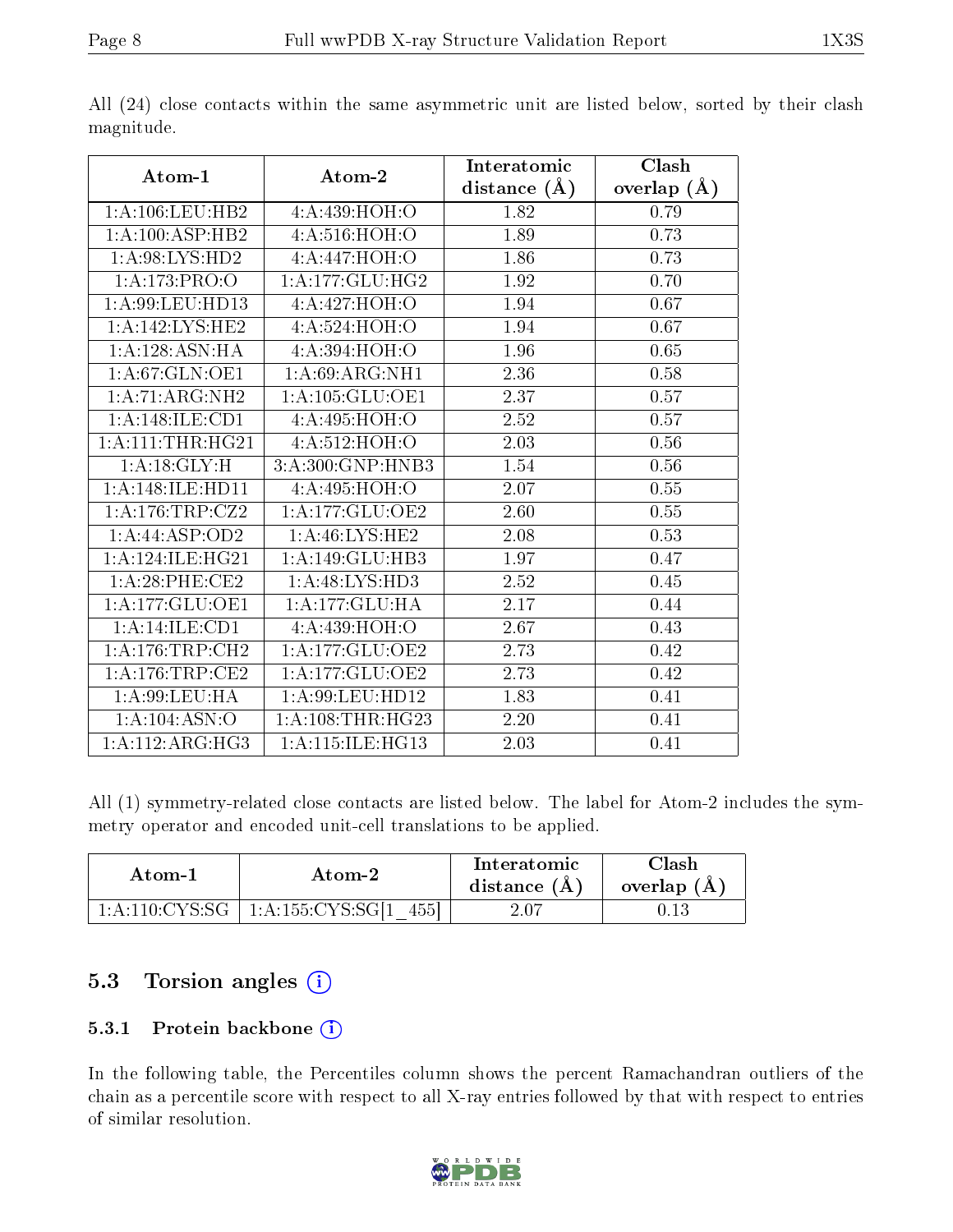All (24) close contacts within the same asymmetric unit are listed below, sorted by their clash magnitude.

| Atom-1 | Atom-2 | Interatomic distance (Å) | Clash overlap (Å) |
|---|---|---|---|
| 1:A:106:LEU:HB2 | 4:A:439:HOH:O | 1.82 | 0.79 |
| 1:A:100:ASP:HB2 | 4:A:516:HOH:O | 1.89 | 0.73 |
| 1:A:98:LYS:HD2 | 4:A:447:HOH:O | 1.86 | 0.73 |
| 1:A:173:PRO:O | 1:A:177:GLU:HG2 | 1.92 | 0.70 |
| 1:A:99:LEU:HD13 | 4:A:427:HOH:O | 1.94 | 0.67 |
| 1:A:142:LYS:HE2 | 4:A:524:HOH:O | 1.94 | 0.67 |
| 1:A:128:ASN:HA | 4:A:394:HOH:O | 1.96 | 0.65 |
| 1:A:67:GLN:OE1 | 1:A:69:ARG:NH1 | 2.36 | 0.58 |
| 1:A:71:ARG:NH2 | 1:A:105:GLU:OE1 | 2.37 | 0.57 |
| 1:A:148:ILE:CD1 | 4:A:495:HOH:O | 2.52 | 0.57 |
| 1:A:111:THR:HG21 | 4:A:512:HOH:O | 2.03 | 0.56 |
| 1:A:18:GLY:H | 3:A:300:GNP:HNB3 | 1.54 | 0.56 |
| 1:A:148:ILE:HD11 | 4:A:495:HOH:O | 2.07 | 0.55 |
| 1:A:176:TRP:CZ2 | 1:A:177:GLU:OE2 | 2.60 | 0.55 |
| 1:A:44:ASP:OD2 | 1:A:46:LYS:HE2 | 2.08 | 0.53 |
| 1:A:124:ILE:HG21 | 1:A:149:GLU:HB3 | 1.97 | 0.47 |
| 1:A:28:PHE:CE2 | 1:A:48:LYS:HD3 | 2.52 | 0.45 |
| 1:A:177:GLU:OE1 | 1:A:177:GLU:HA | 2.17 | 0.44 |
| 1:A:14:ILE:CD1 | 4:A:439:HOH:O | 2.67 | 0.43 |
| 1:A:176:TRP:CH2 | 1:A:177:GLU:OE2 | 2.73 | 0.42 |
| 1:A:176:TRP:CE2 | 1:A:177:GLU:OE2 | 2.73 | 0.42 |
| 1:A:99:LEU:HA | 1:A:99:LEU:HD12 | 1.83 | 0.41 |
| 1:A:104:ASN:O | 1:A:108:THR:HG23 | 2.20 | 0.41 |
| 1:A:112:ARG:HG3 | 1:A:115:ILE:HG13 | 2.03 | 0.41 |

All (1) symmetry-related close contacts are listed below. The label for Atom-2 includes the symmetry operator and encoded unit-cell translations to be applied.

| Atom-1 | Atom-2 | Interatomic distance (Å) | Clash overlap (Å) |
|---|---|---|---|
| 1:A:110:CYS:SG | 1:A:155:CYS:SG[1_455] | 2.07 | 0.13 |

## 5.3 Torsion angles

### 5.3.1 Protein backbone

In the following table, the Percentiles column shows the percent Ramachandran outliers of the chain as a percentile score with respect to all X-ray entries followed by that with respect to entries of similar resolution.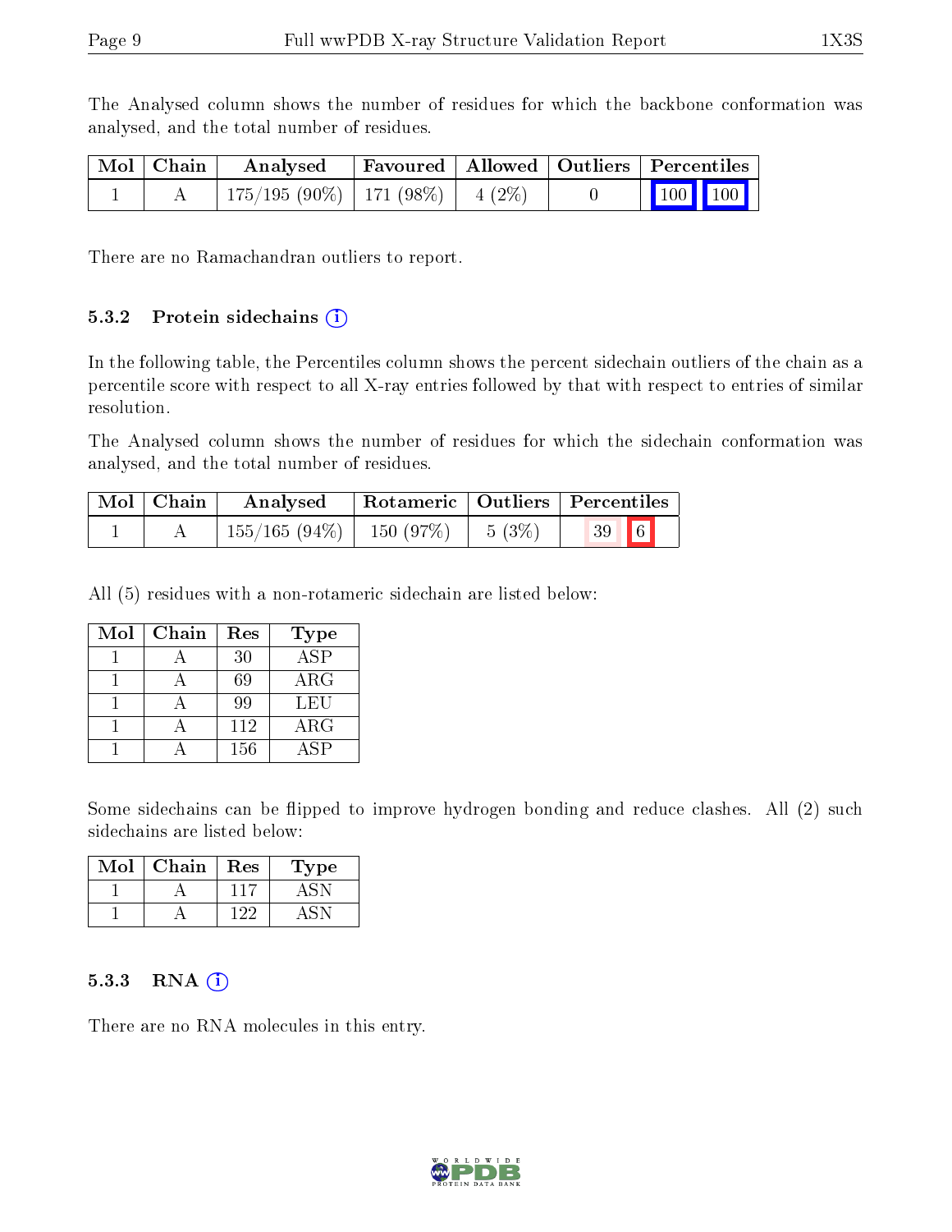The Analysed column shows the number of residues for which the backbone conformation was analysed, and the total number of residues.

| Mol | Chain | Analysed | Favoured | Allowed | Outliers | Percentiles | |
|---|---|---|---|---|---|---|---|
| 1 | A | 175/195 (90%) | 171 (98%) | 4 (2%) | 0 | 100 | 100 |

There are no Ramachandran outliers to report.

### 5.3.2 Protein sidechains

In the following table, the Percentiles column shows the percent sidechain outliers of the chain as a percentile score with respect to all X-ray entries followed by that with respect to entries of similar resolution.

The Analysed column shows the number of residues for which the sidechain conformation was analysed, and the total number of residues.

| Mol | Chain | Analysed | Rotameric | Outliers | Percentiles | |
|---|---|---|---|---|---|---|
| 1 | A | 155/165 (94%) | 150 (97%) | 5 (3%) | 39 | 6 |

All (5) residues with a non-rotameric sidechain are listed below:

| Mol | Chain | Res | Type |
|---|---|---|---|
| 1 | A | 30 | ASP |
| 1 | A | 69 | ARG |
| 1 | A | 99 | LEU |
| 1 | A | 112 | ARG |
| 1 | A | 156 | ASP |

Some sidechains can be flipped to improve hydrogen bonding and reduce clashes. All (2) such sidechains are listed below:

| Mol | Chain | Res | Type |
|---|---|---|---|
| 1 | A | 117 | ASN |
| 1 | A | 122 | ASN |

### 5.3.3 RNA

There are no RNA molecules in this entry.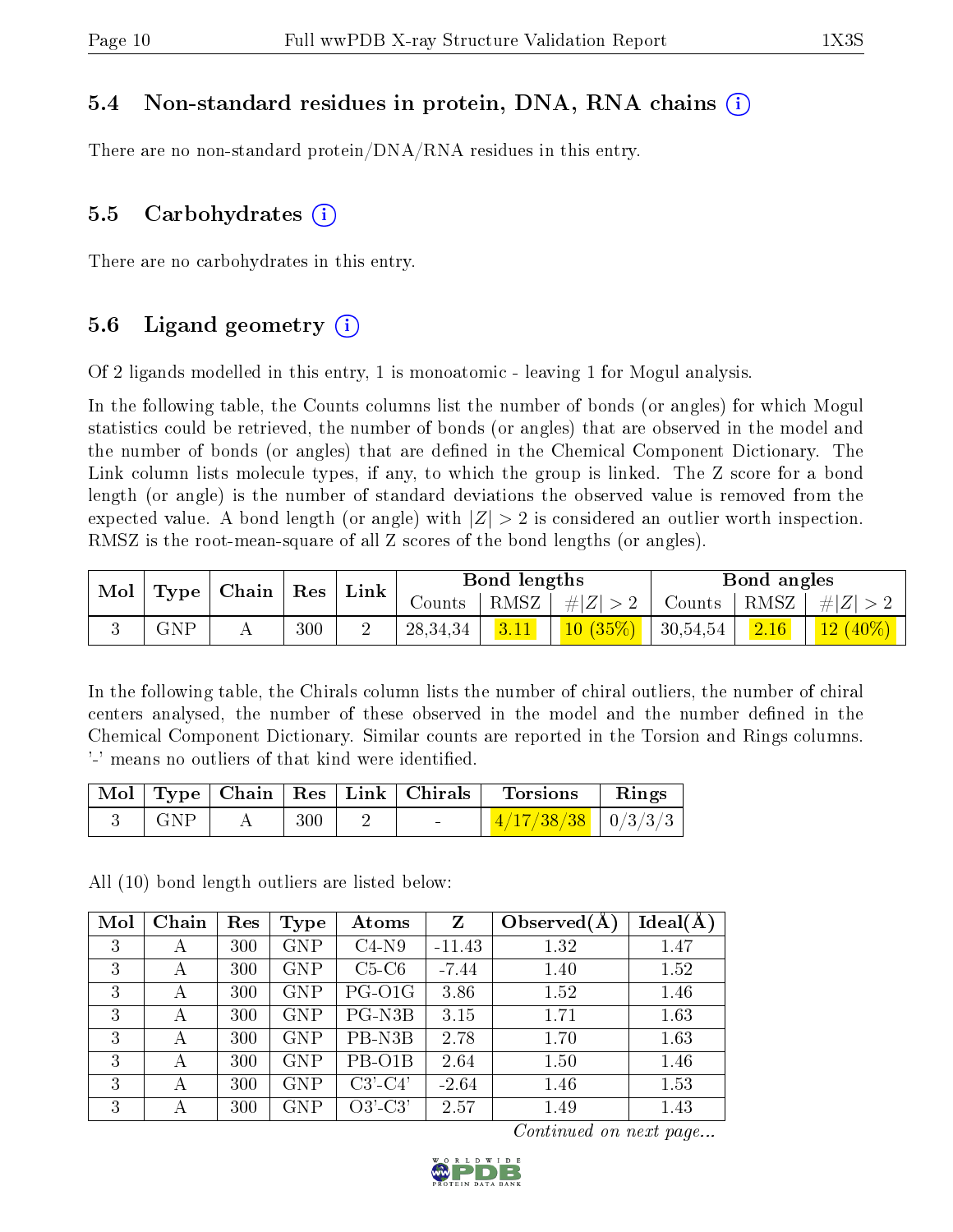### 5.4 Non-standard residues in protein, DNA, RNA chains

There are no non-standard protein/DNA/RNA residues in this entry.

### 5.5 Carbohydrates

There are no carbohydrates in this entry.

### 5.6 Ligand geometry

Of 2 ligands modelled in this entry, 1 is monoatomic - leaving 1 for Mogul analysis.

In the following table, the Counts columns list the number of bonds (or angles) for which Mogul statistics could be retrieved, the number of bonds (or angles) that are observed in the model and the number of bonds (or angles) that are defined in the Chemical Component Dictionary. The Link column lists molecule types, if any, to which the group is linked. The Z score for a bond length (or angle) is the number of standard deviations the observed value is removed from the expected value. A bond length (or angle) with $|Z| > 2$ is considered an outlier worth inspection. RMSZ is the root-mean-square of all Z scores of the bond lengths (or angles).

| Mol | Type | Chain | Res | Link | Bond lengths | | | Bond angles | | |
|---|---|---|---|---|---|---|---|---|---|---|
| | | | | | Counts | RMSZ | $\#\|Z\| > 2$ | Counts | RMSZ | $\#\|Z\| > 2$ |
| 3 | GNP | A | 300 | 2 | 28,34,34 | 3.11 | 10 (35%) | 30,54,54 | 2.16 | 12 (40%) |

In the following table, the Chirals column lists the number of chiral outliers, the number of chiral centers analysed, the number of these observed in the model and the number defined in the Chemical Component Dictionary. Similar counts are reported in the Torsion and Rings columns. '-' means no outliers of that kind were identified.

| Mol | Type | Chain | Res | Link | Chirals | Torsions | Rings |
|---|---|---|---|---|---|---|---|
| 3 | GNP | A | 300 | 2 | - | 4/17/38/38 | 0/3/3/3 |

All (10) bond length outliers are listed below:

| Mol | Chain | Res | Type | Atoms | Z | Observed(Å) | Ideal(Å) |
|---|---|---|---|---|---|---|---|
| 3 | A | 300 | GNP | C4-N9 | -11.43 | 1.32 | 1.47 |
| 3 | A | 300 | GNP | C5-C6 | -7.44 | 1.40 | 1.52 |
| 3 | A | 300 | GNP | PG-O1G | 3.86 | 1.52 | 1.46 |
| 3 | A | 300 | GNP | PG-N3B | 3.15 | 1.71 | 1.63 |
| 3 | A | 300 | GNP | PB-N3B | 2.78 | 1.70 | 1.63 |
| 3 | A | 300 | GNP | PB-O1B | 2.64 | 1.50 | 1.46 |
| 3 | A | 300 | GNP | C3'-C4' | -2.64 | 1.46 | 1.53 |
| 3 | A | 300 | GNP | O3'-C3' | 2.57 | 1.49 | 1.43 |

*Continued on next page...*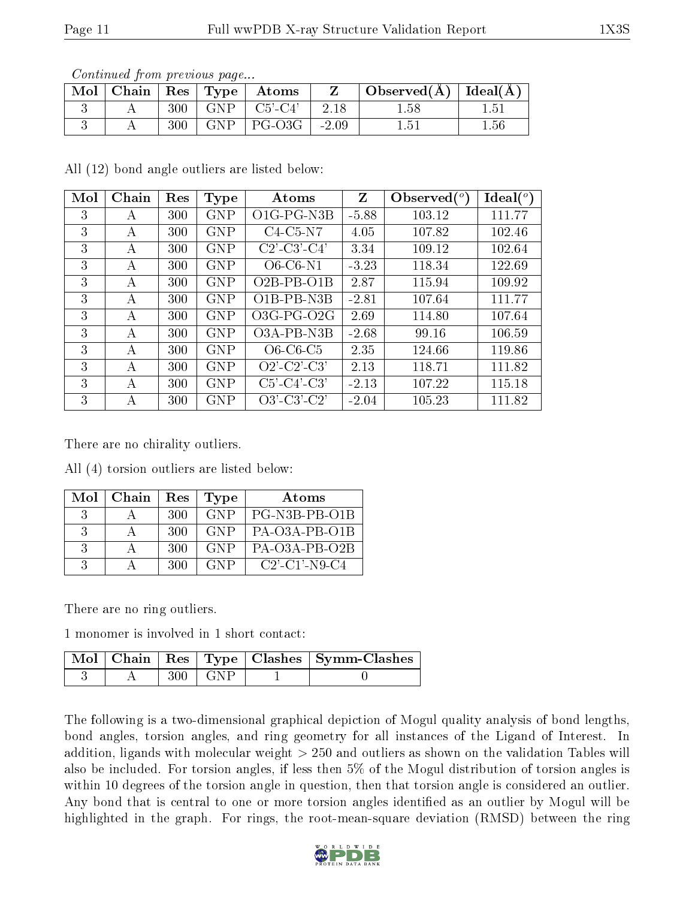*Continued from previous page...*

| Mol | Chain | Res | Type | Atoms | Z | Observed(Å) | Ideal(Å) |
|---|---|---|---|---|---|---|---|
| 3 | A | 300 | GNP | C5'-C4' | 2.18 | 1.58 | 1.51 |
| 3 | A | 300 | GNP | PG-O3G | -2.09 | 1.51 | 1.56 |

All (12) bond angle outliers are listed below:

| Mol | Chain | Res | Type | Atoms | Z | Observed(°) | Ideal(°) |
|---|---|---|---|---|---|---|---|
| 3 | A | 300 | GNP | O1G-PG-N3B | -5.88 | 103.12 | 111.77 |
| 3 | A | 300 | GNP | C4-C5-N7 | 4.05 | 107.82 | 102.46 |
| 3 | A | 300 | GNP | C2'-C3'-C4' | 3.34 | 109.12 | 102.64 |
| 3 | A | 300 | GNP | O6-C6-N1 | -3.23 | 118.34 | 122.69 |
| 3 | A | 300 | GNP | O2B-PB-O1B | 2.87 | 115.94 | 109.92 |
| 3 | A | 300 | GNP | O1B-PB-N3B | -2.81 | 107.64 | 111.77 |
| 3 | A | 300 | GNP | O3G-PG-O2G | 2.69 | 114.80 | 107.64 |
| 3 | A | 300 | GNP | O3A-PB-N3B | -2.68 | 99.16 | 106.59 |
| 3 | A | 300 | GNP | O6-C6-C5 | 2.35 | 124.66 | 119.86 |
| 3 | A | 300 | GNP | O2'-C2'-C3' | 2.13 | 118.71 | 111.82 |
| 3 | A | 300 | GNP | C5'-C4'-C3' | -2.13 | 107.22 | 115.18 |
| 3 | A | 300 | GNP | O3'-C3'-C2' | -2.04 | 105.23 | 111.82 |

There are no chirality outliers.

All (4) torsion outliers are listed below:

| Mol | Chain | Res | Type | Atoms |
|---|---|---|---|---|
| 3 | A | 300 | GNP | PG-N3B-PB-O1B |
| 3 | A | 300 | GNP | PA-O3A-PB-O1B |
| 3 | A | 300 | GNP | PA-O3A-PB-O2B |
| 3 | A | 300 | GNP | C2'-C1'-N9-C4 |

There are no ring outliers.

1 monomer is involved in 1 short contact:

| Mol | Chain | Res | Type | Clashes | Symm-Clashes |
|---|---|---|---|---|---|
| 3 | A | 300 | GNP | 1 | 0 |

The following is a two-dimensional graphical depiction of Mogul quality analysis of bond lengths, bond angles, torsion angles, and ring geometry for all instances of the Ligand of Interest. In addition, ligands with molecular weight > 250 and outliers as shown on the validation Tables will also be included. For torsion angles, if less then 5% of the Mogul distribution of torsion angles is within 10 degrees of the torsion angle in question, then that torsion angle is considered an outlier. Any bond that is central to one or more torsion angles identified as an outlier by Mogul will be highlighted in the graph. For rings, the root-mean-square deviation (RMSD) between the ring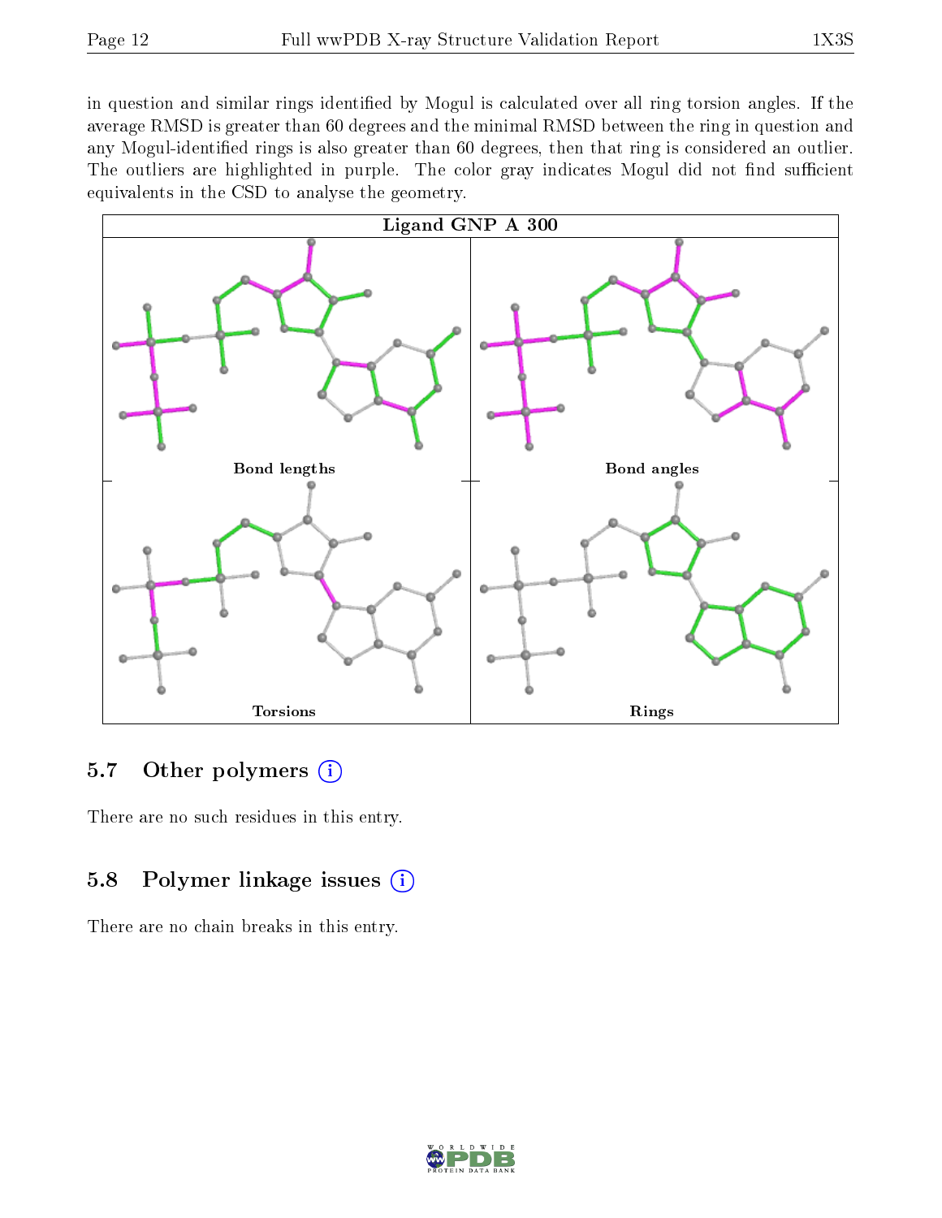in question and similar rings identified by Mogul is calculated over all ring torsion angles. If the average RMSD is greater than 60 degrees and the minimal RMSD between the ring in question and any Mogul-identified rings is also greater than 60 degrees, then that ring is considered an outlier. The outliers are highlighted in purple. The color gray indicates Mogul did not find sufficient equivalents in the CSD to analyse the geometry.

**Ligand GNP A 300**

Bond lengths

Bond angles

Torsions

Rings

## 5.7 Other polymers

There are no such residues in this entry.

## 5.8 Polymer linkage issues

There are no chain breaks in this entry.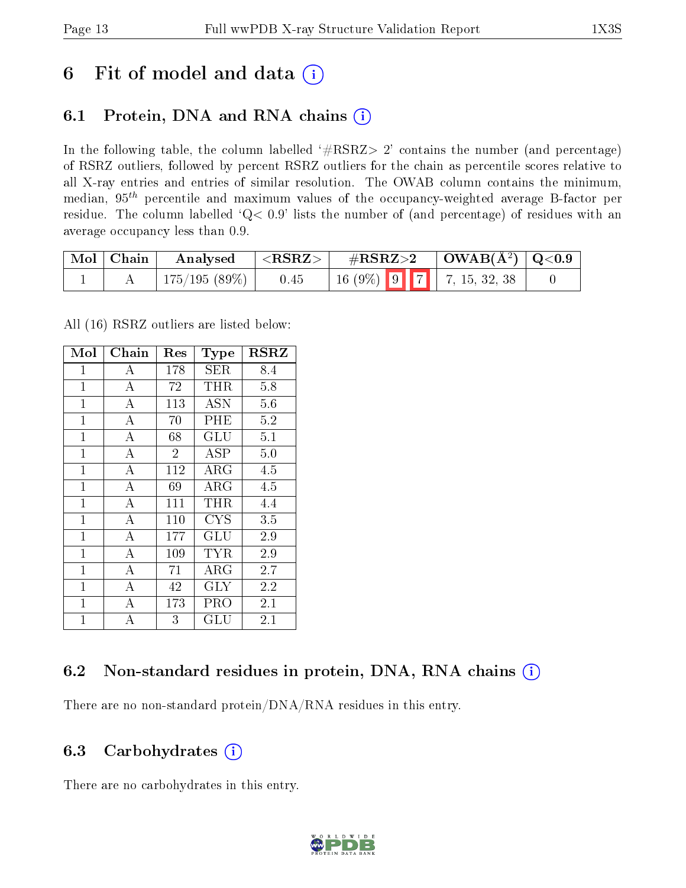# 6 Fit of model and data

## 6.1 Protein, DNA and RNA chains

In the following table, the column labelled '#RSRZ> 2' contains the number (and percentage) of RSRZ outliers, followed by percent RSRZ outliers for the chain as percentile scores relative to all X-ray entries and entries of similar resolution. The OWAB column contains the minimum, median, $95^{th}$ percentile and maximum values of the occupancy-weighted average B-factor per residue. The column labelled 'Q< 0.9' lists the number of (and percentage) of residues with an average occupancy less than 0.9.

| Mol | Chain | Analysed | <RSRZ> | #RSRZ>2 | | | OWAB(Å²) | Q<0.9 |
|---|---|---|---|---|---|---|---|---|
| 1 | A | 175/195 (89%) | 0.45 | 16 (9%) | 9 | 7 | 7, 15, 32, 38 | 0 |

All (16) RSRZ outliers are listed below:

| Mol | Chain | Res | Type | RSRZ |
|---|---|---|---|---|
| 1 | A | 178 | SER | 8.4 |
| 1 | A | 72 | THR | 5.8 |
| 1 | A | 113 | ASN | 5.6 |
| 1 | A | 70 | PHE | 5.2 |
| 1 | A | 68 | GLU | 5.1 |
| 1 | A | 2 | ASP | 5.0 |
| 1 | A | 112 | ARG | 4.5 |
| 1 | A | 69 | ARG | 4.5 |
| 1 | A | 111 | THR | 4.4 |
| 1 | A | 110 | CYS | 3.5 |
| 1 | A | 177 | GLU | 2.9 |
| 1 | A | 109 | TYR | 2.9 |
| 1 | A | 71 | ARG | 2.7 |
| 1 | A | 42 | GLY | 2.2 |
| 1 | A | 173 | PRO | 2.1 |
| 1 | A | 3 | GLU | 2.1 |

## 6.2 Non-standard residues in protein, DNA, RNA chains

There are no non-standard protein/DNA/RNA residues in this entry.

## 6.3 Carbohydrates

There are no carbohydrates in this entry.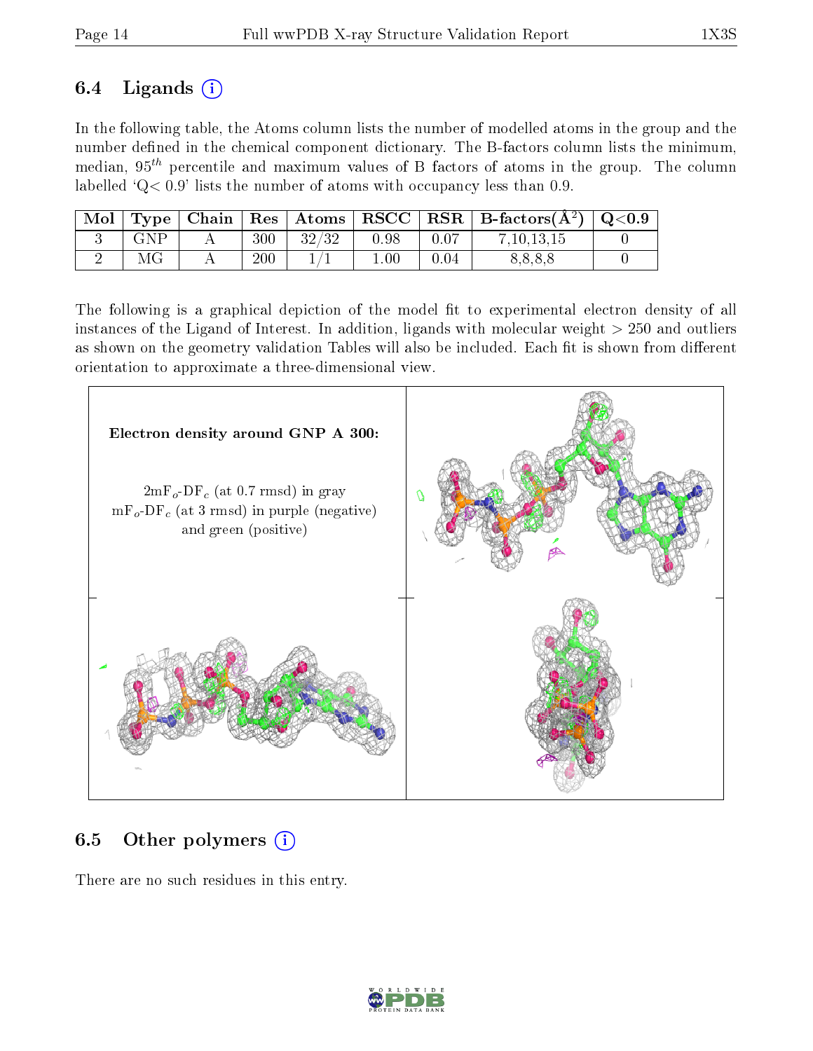## 6.4 Ligands (i)

In the following table, the Atoms column lists the number of modelled atoms in the group and the number defined in the chemical component dictionary. The B-factors column lists the minimum, median, $95^{th}$ percentile and maximum values of B factors of atoms in the group. The column labelled 'Q< 0.9' lists the number of atoms with occupancy less than 0.9.

| Mol | Type | Chain | Res | Atoms | RSCC | RSR | B-factors($\AA^2$) | Q<0.9 |
|---|---|---|---|---|---|---|---|---|
| 3 | GNP | A | 300 | 32/32 | 0.98 | 0.07 | 7,10,13,15 | 0 |
| 2 | MG | A | 200 | 1/1 | 1.00 | 0.04 | 8,8,8,8 | 0 |

The following is a graphical depiction of the model fit to experimental electron density of all instances of the Ligand of Interest. In addition, ligands with molecular weight > 250 and outliers as shown on the geometry validation Tables will also be included. Each fit is shown from different orientation to approximate a three-dimensional view.

**Electron density around GNP A 300:**

$2mF_o$-$DF_c$ (at 0.7 rmsd) in gray
$mF_o$-$DF_c$ (at 3 rmsd) in purple (negative) and green (positive)

## 6.5 Other polymers (i)

There are no such residues in this entry.